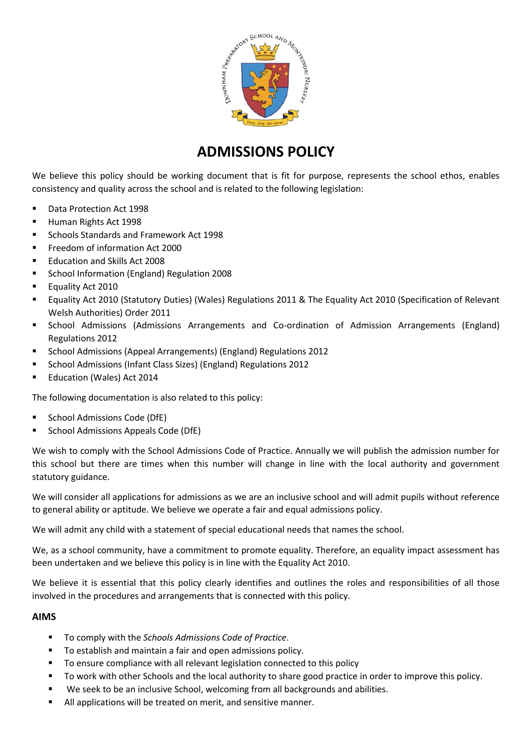# ADMISSIONS POLICY

We believe this policy should be working document that is fit for purpose, represents the school ethos, enables consistency and quality across the school and is related to the following legislation:

- Data Protection Act 1998
- Human Rights Act 1998
- Schools Standards and Framework Act 1998
- Freedom of information Act 2000
- Education and Skills Act 2008
- School Information (England) Regulation 2008
- Equality Act 2010
- Equality Act 2010 (Statutory Duties) (Wales) Regulations 2011 & The Equality Act 2010 (Specification of Relevant Welsh Authorities) Order 2011
- School Admissions (Admissions Arrangements and Co-ordination of Admission Arrangements (England) Regulations 2012
- School Admissions (Appeal Arrangements) (England) Regulations 2012
- School Admissions (Infant Class Sizes) (England) Regulations 2012
- Education (Wales) Act 2014

The following documentation is also related to this policy:

- School Admissions Code (DfE)
- School Admissions Appeals Code (DfE)

We wish to comply with the School Admissions Code of Practice. Annually we will publish the admission number for this school but there are times when this number will change in line with the local authority and government statutory guidance.

We will consider all applications for admissions as we are an inclusive school and will admit pupils without reference to general ability or aptitude. We believe we operate a fair and equal admissions policy.

We will admit any child with a statement of special educational needs that names the school.

We, as a school community, have a commitment to promote equality. Therefore, an equality impact assessment has been undertaken and we believe this policy is in line with the Equality Act 2010.

We believe it is essential that this policy clearly identifies and outlines the roles and responsibilities of all those involved in the procedures and arrangements that is connected with this policy.

### AIMS

- To comply with the *Schools Admissions Code of Practice*.
- To establish and maintain a fair and open admissions policy.
- To ensure compliance with all relevant legislation connected to this policy
- To work with other Schools and the local authority to share good practice in order to improve this policy.
- We seek to be an inclusive School, welcoming from all backgrounds and abilities.
- All applications will be treated on merit, and sensitive manner.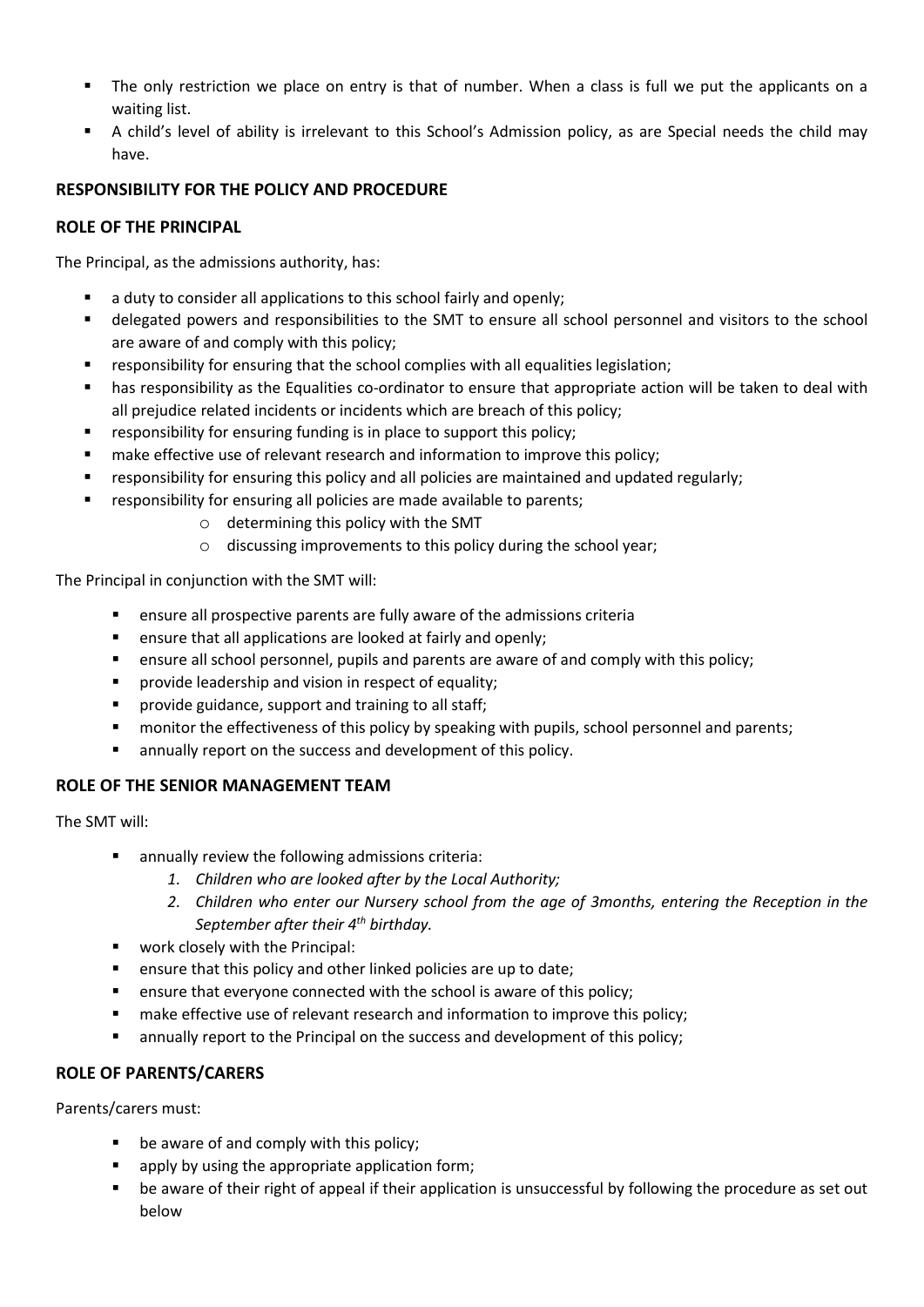- The only restriction we place on entry is that of number. When a class is full we put the applicants on a waiting list.
- A child's level of ability is irrelevant to this School's Admission policy, as are Special needs the child may have.

**RESPONSIBILITY FOR THE POLICY AND PROCEDURE**

**ROLE OF THE PRINCIPAL**

The Principal, as the admissions authority, has:

- a duty to consider all applications to this school fairly and openly;
- delegated powers and responsibilities to the SMT to ensure all school personnel and visitors to the school are aware of and comply with this policy;
- responsibility for ensuring that the school complies with all equalities legislation;
- has responsibility as the Equalities co-ordinator to ensure that appropriate action will be taken to deal with all prejudice related incidents or incidents which are breach of this policy;
- responsibility for ensuring funding is in place to support this policy;
- make effective use of relevant research and information to improve this policy;
- responsibility for ensuring this policy and all policies are maintained and updated regularly;
- responsibility for ensuring all policies are made available to parents;
    - determining this policy with the SMT
    - discussing improvements to this policy during the school year;

The Principal in conjunction with the SMT will:

- ensure all prospective parents are fully aware of the admissions criteria
- ensure that all applications are looked at fairly and openly;
- ensure all school personnel, pupils and parents are aware of and comply with this policy;
- provide leadership and vision in respect of equality;
- provide guidance, support and training to all staff;
- monitor the effectiveness of this policy by speaking with pupils, school personnel and parents;
- annually report on the success and development of this policy.

**ROLE OF THE SENIOR MANAGEMENT TEAM**

The SMT will:

- annually review the following admissions criteria:
    1. *Children who are looked after by the Local Authority;*
    2. *Children who enter our Nursery school from the age of 3months, entering the Reception in the September after their 4th birthday.*
- work closely with the Principal:
- ensure that this policy and other linked policies are up to date;
- ensure that everyone connected with the school is aware of this policy;
- make effective use of relevant research and information to improve this policy;
- annually report to the Principal on the success and development of this policy;

**ROLE OF PARENTS/CARERS**

Parents/carers must:

- be aware of and comply with this policy;
- apply by using the appropriate application form;
- be aware of their right of appeal if their application is unsuccessful by following the procedure as set out below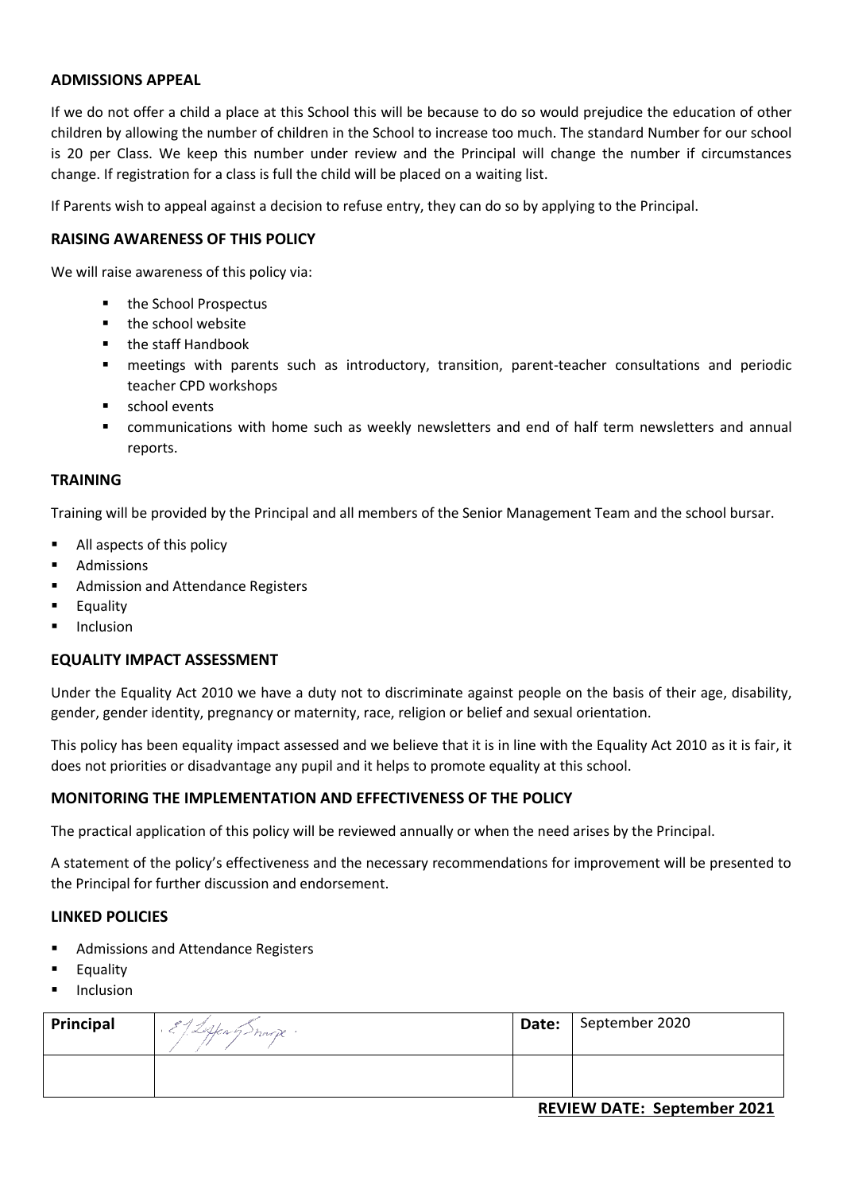## ADMISSIONS APPEAL

If we do not offer a child a place at this School this will be because to do so would prejudice the education of other children by allowing the number of children in the School to increase too much. The standard Number for our school is 20 per Class. We keep this number under review and the Principal will change the number if circumstances change. If registration for a class is full the child will be placed on a waiting list.

If Parents wish to appeal against a decision to refuse entry, they can do so by applying to the Principal.

## RAISING AWARENESS OF THIS POLICY

We will raise awareness of this policy via:

- the School Prospectus
- the school website
- the staff Handbook
- meetings with parents such as introductory, transition, parent-teacher consultations and periodic teacher CPD workshops
- school events
- communications with home such as weekly newsletters and end of half term newsletters and annual reports.

## TRAINING

Training will be provided by the Principal and all members of the Senior Management Team and the school bursar.

- All aspects of this policy
- Admissions
- Admission and Attendance Registers
- Equality
- Inclusion

## EQUALITY IMPACT ASSESSMENT

Under the Equality Act 2010 we have a duty not to discriminate against people on the basis of their age, disability, gender, gender identity, pregnancy or maternity, race, religion or belief and sexual orientation.

This policy has been equality impact assessed and we believe that it is in line with the Equality Act 2010 as it is fair, it does not priorities or disadvantage any pupil and it helps to promote equality at this school.

## MONITORING THE IMPLEMENTATION AND EFFECTIVENESS OF THE POLICY

The practical application of this policy will be reviewed annually or when the need arises by the Principal.

A statement of the policy's effectiveness and the necessary recommendations for improvement will be presented to the Principal for further discussion and endorsement.

## LINKED POLICIES

- Admissions and Attendance Registers
- Equality
- Inclusion

| | | | |
|---|---|---|---|
| **Principal** | E J Leffen Sharpe | **Date:** | September 2020 |
| | | | |

**REVIEW DATE: September 2021**